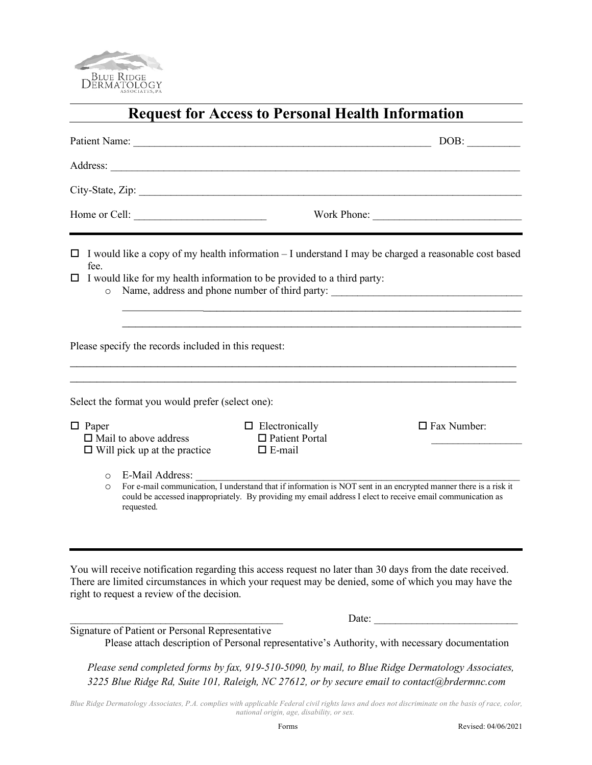Blue Ridge Dermatology Associates, PA

# Request for Access to Personal Health Information

Patient Name: ___________________________________________________________ DOB: __________

Address: ___________________________________________________________________________

City-State, Zip: ______________________________________________________________________

Home or Cell: _________________________ Work Phone: ____________________________

---

- ☐ I would like a copy of my health information – I understand I may be charged a reasonable cost based fee.
- ☐ I would like for my health information to be provided to a third party:
  - Name, address and phone number of third party: ____________________________________

    ____________________________________________________________________________

    ____________________________________________________________________________

Please specify the records included in this request:

____________________________________________________________________________________

____________________________________________________________________________________

Select the format you would prefer (select one):

| ☐ Paper | ☐ Electronically | ☐ Fax Number: |
|---|---|---|
| ☐ Mail to above address | ☐ Patient Portal | _________________ |
| ☐ Will pick up at the practice | ☐ E-mail | |

- E-Mail Address: ______________________________________________________________
- For e-mail communication, I understand that if information is NOT sent in an encrypted manner there is a risk it could be accessed inappropriately. By providing my email address I elect to receive email communication as requested.

---

You will receive notification regarding this access request no later than 30 days from the date received. There are limited circumstances in which your request may be denied, some of which you may have the right to request a review of the decision.

__________________________________________ Date: ___________________________

Signature of Patient or Personal Representative

Please attach description of Personal representative's Authority, with necessary documentation

*Please send completed forms by fax, 919-510-5090, by mail, to Blue Ridge Dermatology Associates, 3225 Blue Ridge Rd, Suite 101, Raleigh, NC 27612, or by secure email to contact@brdermnc.com*

*Blue Ridge Dermatology Associates, P.A. complies with applicable Federal civil rights laws and does not discriminate on the basis of race, color, national origin, age, disability, or sex.*

Forms Revised: 04/06/2021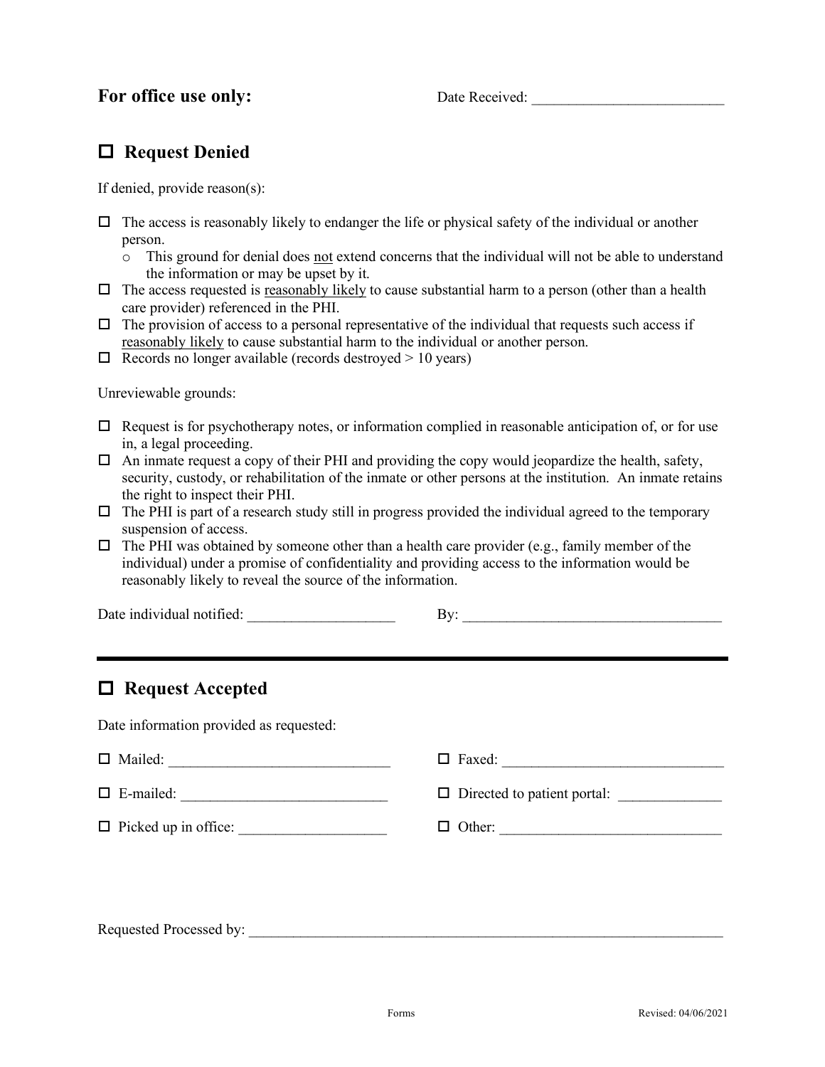**For office use only:** Date Received: ___________________________

## ☐ Request Denied

If denied, provide reason(s):

- ☐ The access is reasonably likely to endanger the life or physical safety of the individual or another person.
  - This ground for denial does not extend concerns that the individual will not be able to understand the information or may be upset by it.
- ☐ The access requested is reasonably likely to cause substantial harm to a person (other than a health care provider) referenced in the PHI.
- ☐ The provision of access to a personal representative of the individual that requests such access if reasonably likely to cause substantial harm to the individual or another person.
- ☐ Records no longer available (records destroyed > 10 years)

Unreviewable grounds:

- ☐ Request is for psychotherapy notes, or information complied in reasonable anticipation of, or for use in, a legal proceeding.
- ☐ An inmate request a copy of their PHI and providing the copy would jeopardize the health, safety, security, custody, or rehabilitation of the inmate or other persons at the institution. An inmate retains the right to inspect their PHI.
- ☐ The PHI is part of a research study still in progress provided the individual agreed to the temporary suspension of access.
- ☐ The PHI was obtained by someone other than a health care provider (e.g., family member of the individual) under a promise of confidentiality and providing access to the information would be reasonably likely to reveal the source of the information.

Date individual notified: _____________________ By: ____________________________________

---

## ☐ Request Accepted

Date information provided as requested:

☐ Mailed: ______________________________ ☐ Faxed: ______________________________

☐ E-mailed: ____________________________ ☐ Directed to patient portal: ______________

☐ Picked up in office: ____________________ ☐ Other: ______________________________

Requested Processed by: _____________________________________________________________________

Forms Revised: 04/06/2021